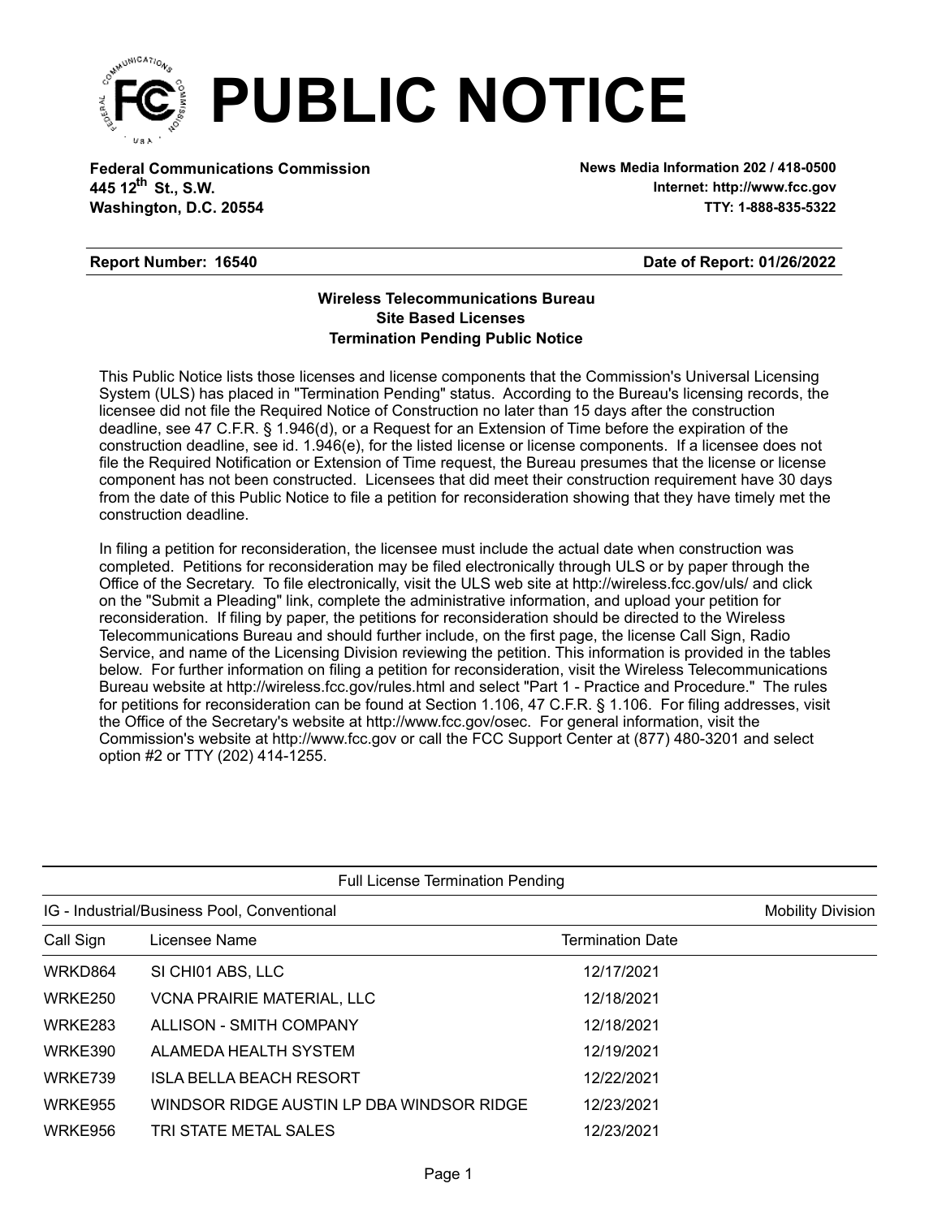# PUBLIC NOTICE

**Federal Communications Commission**
**445 12th St., S.W.**
**Washington, D.C. 20554**

**News Media Information 202 / 418-0500**
**Internet: http://www.fcc.gov**
**TTY: 1-888-835-5322**

**Report Number: 16540** **Date of Report: 01/26/2022**

### Wireless Telecommunications Bureau
### Site Based Licenses
### Termination Pending Public Notice

This Public Notice lists those licenses and license components that the Commission's Universal Licensing System (ULS) has placed in "Termination Pending" status. According to the Bureau's licensing records, the licensee did not file the Required Notice of Construction no later than 15 days after the construction deadline, see 47 C.F.R. § 1.946(d), or a Request for an Extension of Time before the expiration of the construction deadline, see id. 1.946(e), for the listed license or license components. If a licensee does not file the Required Notification or Extension of Time request, the Bureau presumes that the license or license component has not been constructed. Licensees that did meet their construction requirement have 30 days from the date of this Public Notice to file a petition for reconsideration showing that they have timely met the construction deadline.

In filing a petition for reconsideration, the licensee must include the actual date when construction was completed. Petitions for reconsideration may be filed electronically through ULS or by paper through the Office of the Secretary. To file electronically, visit the ULS web site at http://wireless.fcc.gov/uls/ and click on the "Submit a Pleading" link, complete the administrative information, and upload your petition for reconsideration. If filing by paper, the petitions for reconsideration should be directed to the Wireless Telecommunications Bureau and should further include, on the first page, the license Call Sign, Radio Service, and name of the Licensing Division reviewing the petition. This information is provided in the tables below. For further information on filing a petition for reconsideration, visit the Wireless Telecommunications Bureau website at http://wireless.fcc.gov/rules.html and select "Part 1 - Practice and Procedure." The rules for petitions for reconsideration can be found at Section 1.106, 47 C.F.R. § 1.106. For filing addresses, visit the Office of the Secretary's website at http://www.fcc.gov/osec. For general information, visit the Commission's website at http://www.fcc.gov or call the FCC Support Center at (877) 480-3201 and select option #2 or TTY (202) 414-1255.

Full License Termination Pending

IG - Industrial/Business Pool, Conventional — Mobility Division

| Call Sign | Licensee Name | Termination Date |
|---|---|---|
| WRKD864 | SI CHI01 ABS, LLC | 12/17/2021 |
| WRKE250 | VCNA PRAIRIE MATERIAL, LLC | 12/18/2021 |
| WRKE283 | ALLISON - SMITH COMPANY | 12/18/2021 |
| WRKE390 | ALAMEDA HEALTH SYSTEM | 12/19/2021 |
| WRKE739 | ISLA BELLA BEACH RESORT | 12/22/2021 |
| WRKE955 | WINDSOR RIDGE AUSTIN LP DBA WINDSOR RIDGE | 12/23/2021 |
| WRKE956 | TRI STATE METAL SALES | 12/23/2021 |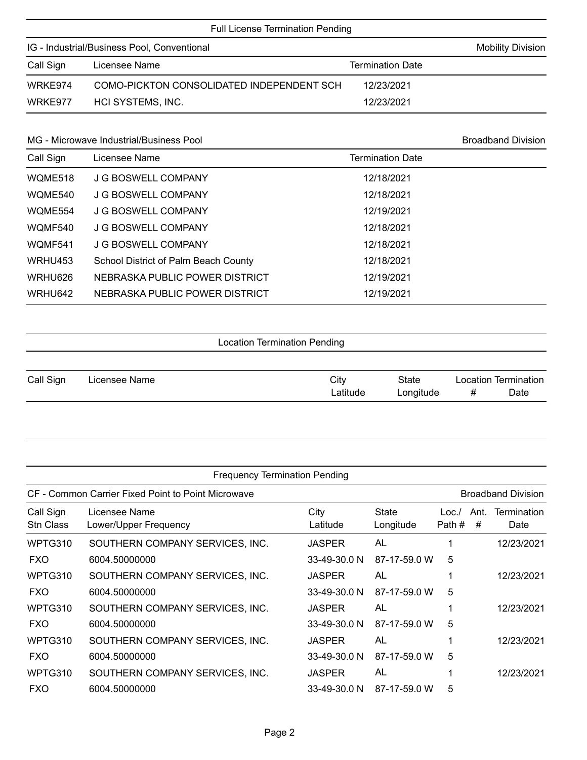## Full License Termination Pending

**IG - Industrial/Business Pool, Conventional** — Mobility Division

| Call Sign | Licensee Name | Termination Date |
|---|---|---|
| WRKE974 | COMO-PICKTON CONSOLIDATED INDEPENDENT SCH | 12/23/2021 |
| WRKE977 | HCI SYSTEMS, INC. | 12/23/2021 |

**MG - Microwave Industrial/Business Pool** — Broadband Division

| Call Sign | Licensee Name | Termination Date |
|---|---|---|
| WQME518 | J G BOSWELL COMPANY | 12/18/2021 |
| WQME540 | J G BOSWELL COMPANY | 12/18/2021 |
| WQME554 | J G BOSWELL COMPANY | 12/19/2021 |
| WQMF540 | J G BOSWELL COMPANY | 12/18/2021 |
| WQMF541 | J G BOSWELL COMPANY | 12/18/2021 |
| WRHU453 | School District of Palm Beach County | 12/18/2021 |
| WRHU626 | NEBRASKA PUBLIC POWER DISTRICT | 12/19/2021 |
| WRHU642 | NEBRASKA PUBLIC POWER DISTRICT | 12/19/2021 |

## Location Termination Pending

| Call Sign | Licensee Name | City / Latitude | State / Longitude | Location # | Termination Date |
|---|---|---|---|---|---|

## Frequency Termination Pending

**CF - Common Carrier Fixed Point to Point Microwave** — Broadband Division

| Call Sign / Stn Class | Licensee Name / Lower/Upper Frequency | City / Latitude | State / Longitude | Loc./ Path # | Ant. # | Termination Date |
|---|---|---|---|---|---|---|
| WPTG310 | SOUTHERN COMPANY SERVICES, INC. | JASPER | AL | 1 | | 12/23/2021 |
| FXO | 6004.50000000 | 33-49-30.0 N | 87-17-59.0 W | 5 | | |
| WPTG310 | SOUTHERN COMPANY SERVICES, INC. | JASPER | AL | 1 | | 12/23/2021 |
| FXO | 6004.50000000 | 33-49-30.0 N | 87-17-59.0 W | 5 | | |
| WPTG310 | SOUTHERN COMPANY SERVICES, INC. | JASPER | AL | 1 | | 12/23/2021 |
| FXO | 6004.50000000 | 33-49-30.0 N | 87-17-59.0 W | 5 | | |
| WPTG310 | SOUTHERN COMPANY SERVICES, INC. | JASPER | AL | 1 | | 12/23/2021 |
| FXO | 6004.50000000 | 33-49-30.0 N | 87-17-59.0 W | 5 | | |
| WPTG310 | SOUTHERN COMPANY SERVICES, INC. | JASPER | AL | 1 | | 12/23/2021 |
| FXO | 6004.50000000 | 33-49-30.0 N | 87-17-59.0 W | 5 | | |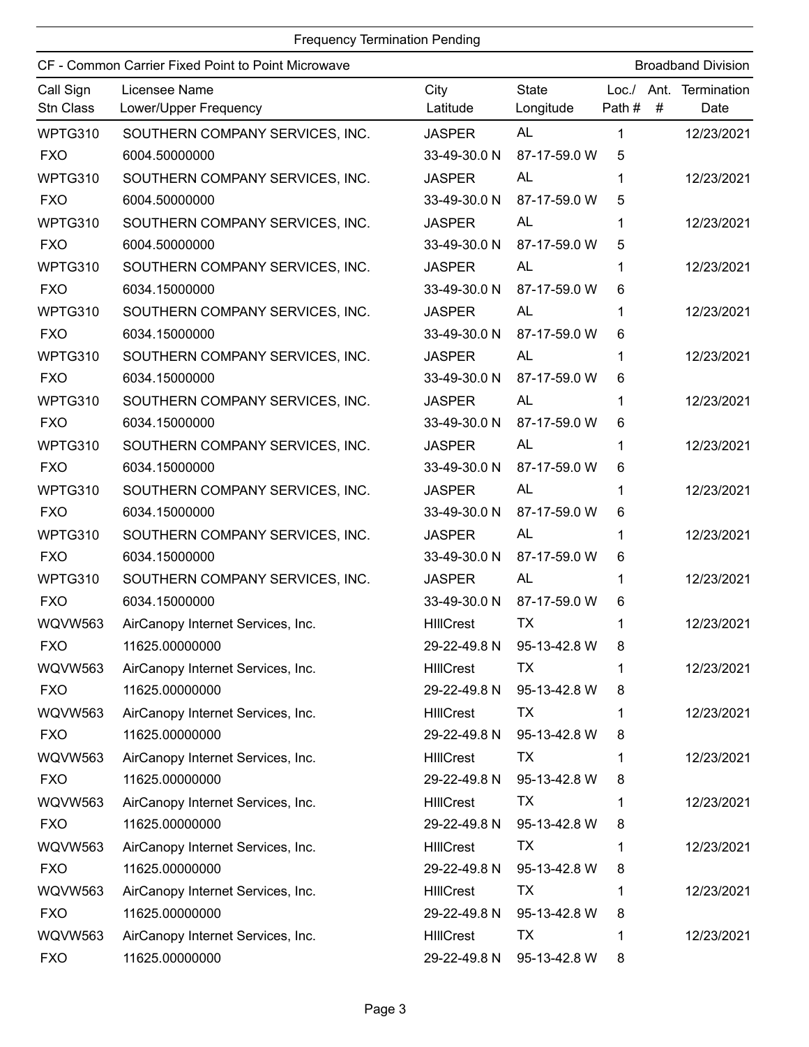Frequency Termination Pending

CF - Common Carrier Fixed Point to Point Microwave | Broadband Division

| Call Sign<br>Stn Class | Licensee Name<br>Lower/Upper Frequency | City<br>Latitude | State<br>Longitude | Loc./<br>Path # | Ant.<br># | Termination<br>Date |
|---|---|---|---|---|---|---|
| WPTG310<br>FXO | SOUTHERN COMPANY SERVICES, INC.<br>6004.50000000 | JASPER<br>33-49-30.0 N | AL<br>87-17-59.0 W | 1<br>5 | | 12/23/2021 |
| WPTG310<br>FXO | SOUTHERN COMPANY SERVICES, INC.<br>6004.50000000 | JASPER<br>33-49-30.0 N | AL<br>87-17-59.0 W | 1<br>5 | | 12/23/2021 |
| WPTG310<br>FXO | SOUTHERN COMPANY SERVICES, INC.<br>6004.50000000 | JASPER<br>33-49-30.0 N | AL<br>87-17-59.0 W | 1<br>5 | | 12/23/2021 |
| WPTG310<br>FXO | SOUTHERN COMPANY SERVICES, INC.<br>6034.15000000 | JASPER<br>33-49-30.0 N | AL<br>87-17-59.0 W | 1<br>6 | | 12/23/2021 |
| WPTG310<br>FXO | SOUTHERN COMPANY SERVICES, INC.<br>6034.15000000 | JASPER<br>33-49-30.0 N | AL<br>87-17-59.0 W | 1<br>6 | | 12/23/2021 |
| WPTG310<br>FXO | SOUTHERN COMPANY SERVICES, INC.<br>6034.15000000 | JASPER<br>33-49-30.0 N | AL<br>87-17-59.0 W | 1<br>6 | | 12/23/2021 |
| WPTG310<br>FXO | SOUTHERN COMPANY SERVICES, INC.<br>6034.15000000 | JASPER<br>33-49-30.0 N | AL<br>87-17-59.0 W | 1<br>6 | | 12/23/2021 |
| WPTG310<br>FXO | SOUTHERN COMPANY SERVICES, INC.<br>6034.15000000 | JASPER<br>33-49-30.0 N | AL<br>87-17-59.0 W | 1<br>6 | | 12/23/2021 |
| WPTG310<br>FXO | SOUTHERN COMPANY SERVICES, INC.<br>6034.15000000 | JASPER<br>33-49-30.0 N | AL<br>87-17-59.0 W | 1<br>6 | | 12/23/2021 |
| WPTG310<br>FXO | SOUTHERN COMPANY SERVICES, INC.<br>6034.15000000 | JASPER<br>33-49-30.0 N | AL<br>87-17-59.0 W | 1<br>6 | | 12/23/2021 |
| WPTG310<br>FXO | SOUTHERN COMPANY SERVICES, INC.<br>6034.15000000 | JASPER<br>33-49-30.0 N | AL<br>87-17-59.0 W | 1<br>6 | | 12/23/2021 |
| WQVW563<br>FXO | AirCanopy Internet Services, Inc.<br>11625.00000000 | HIllCrest<br>29-22-49.8 N | TX<br>95-13-42.8 W | 1<br>8 | | 12/23/2021 |
| WQVW563<br>FXO | AirCanopy Internet Services, Inc.<br>11625.00000000 | HIllCrest<br>29-22-49.8 N | TX<br>95-13-42.8 W | 1<br>8 | | 12/23/2021 |
| WQVW563<br>FXO | AirCanopy Internet Services, Inc.<br>11625.00000000 | HIllCrest<br>29-22-49.8 N | TX<br>95-13-42.8 W | 1<br>8 | | 12/23/2021 |
| WQVW563<br>FXO | AirCanopy Internet Services, Inc.<br>11625.00000000 | HIllCrest<br>29-22-49.8 N | TX<br>95-13-42.8 W | 1<br>8 | | 12/23/2021 |
| WQVW563<br>FXO | AirCanopy Internet Services, Inc.<br>11625.00000000 | HIllCrest<br>29-22-49.8 N | TX<br>95-13-42.8 W | 1<br>8 | | 12/23/2021 |
| WQVW563<br>FXO | AirCanopy Internet Services, Inc.<br>11625.00000000 | HIllCrest<br>29-22-49.8 N | TX<br>95-13-42.8 W | 1<br>8 | | 12/23/2021 |
| WQVW563<br>FXO | AirCanopy Internet Services, Inc.<br>11625.00000000 | HIllCrest<br>29-22-49.8 N | TX<br>95-13-42.8 W | 1<br>8 | | 12/23/2021 |
| WQVW563<br>FXO | AirCanopy Internet Services, Inc.<br>11625.00000000 | HIllCrest<br>29-22-49.8 N | TX<br>95-13-42.8 W | 1<br>8 | | 12/23/2021 |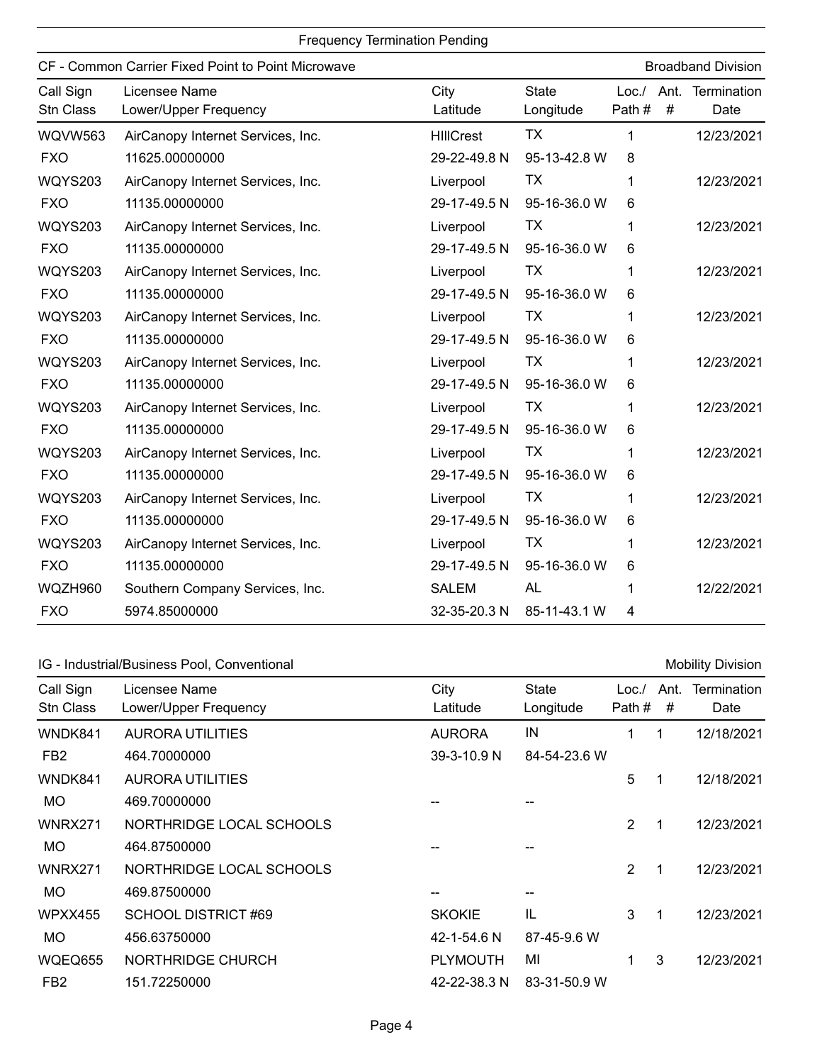## Frequency Termination Pending

### CF - Common Carrier Fixed Point to Point Microwave

Broadband Division

| Call Sign<br>Stn Class | Licensee Name<br>Lower/Upper Frequency | City<br>Latitude | State<br>Longitude | Loc./<br>Path # | Ant.<br># | Termination<br>Date |
|---|---|---|---|---|---|---|
| WQVW563<br>FXO | AirCanopy Internet Services, Inc.<br>11625.00000000 | HIllCrest<br>29-22-49.8 N | TX<br>95-13-42.8 W | 1<br>8 | | 12/23/2021 |
| WQYS203<br>FXO | AirCanopy Internet Services, Inc.<br>11135.00000000 | Liverpool<br>29-17-49.5 N | TX<br>95-16-36.0 W | 1<br>6 | | 12/23/2021 |
| WQYS203<br>FXO | AirCanopy Internet Services, Inc.<br>11135.00000000 | Liverpool<br>29-17-49.5 N | TX<br>95-16-36.0 W | 1<br>6 | | 12/23/2021 |
| WQYS203<br>FXO | AirCanopy Internet Services, Inc.<br>11135.00000000 | Liverpool<br>29-17-49.5 N | TX<br>95-16-36.0 W | 1<br>6 | | 12/23/2021 |
| WQYS203<br>FXO | AirCanopy Internet Services, Inc.<br>11135.00000000 | Liverpool<br>29-17-49.5 N | TX<br>95-16-36.0 W | 1<br>6 | | 12/23/2021 |
| WQYS203<br>FXO | AirCanopy Internet Services, Inc.<br>11135.00000000 | Liverpool<br>29-17-49.5 N | TX<br>95-16-36.0 W | 1<br>6 | | 12/23/2021 |
| WQYS203<br>FXO | AirCanopy Internet Services, Inc.<br>11135.00000000 | Liverpool<br>29-17-49.5 N | TX<br>95-16-36.0 W | 1<br>6 | | 12/23/2021 |
| WQYS203<br>FXO | AirCanopy Internet Services, Inc.<br>11135.00000000 | Liverpool<br>29-17-49.5 N | TX<br>95-16-36.0 W | 1<br>6 | | 12/23/2021 |
| WQYS203<br>FXO | AirCanopy Internet Services, Inc.<br>11135.00000000 | Liverpool<br>29-17-49.5 N | TX<br>95-16-36.0 W | 1<br>6 | | 12/23/2021 |
| WQYS203<br>FXO | AirCanopy Internet Services, Inc.<br>11135.00000000 | Liverpool<br>29-17-49.5 N | TX<br>95-16-36.0 W | 1<br>6 | | 12/23/2021 |
| WQZH960<br>FXO | Southern Company Services, Inc.<br>5974.85000000 | SALEM<br>32-35-20.3 N | AL<br>85-11-43.1 W | 1<br>4 | | 12/22/2021 |

### IG - Industrial/Business Pool, Conventional

Mobility Division

| Call Sign<br>Stn Class | Licensee Name<br>Lower/Upper Frequency | City<br>Latitude | State<br>Longitude | Loc./<br>Path # | Ant.<br># | Termination<br>Date |
|---|---|---|---|---|---|---|
| WNDK841<br>FB2 | AURORA UTILITIES<br>464.70000000 | AURORA<br>39-3-10.9 N | IN<br>84-54-23.6 W | 1 | 1 | 12/18/2021 |
| WNDK841<br>MO | AURORA UTILITIES<br>469.70000000 | <br>-- | <br>-- | 5 | 1 | 12/18/2021 |
| WNRX271<br>MO | NORTHRIDGE LOCAL SCHOOLS<br>464.87500000 | <br>-- | <br>-- | 2 | 1 | 12/23/2021 |
| WNRX271<br>MO | NORTHRIDGE LOCAL SCHOOLS<br>469.87500000 | <br>-- | <br>-- | 2 | 1 | 12/23/2021 |
| WPXX455<br>MO | SCHOOL DISTRICT #69<br>456.63750000 | SKOKIE<br>42-1-54.6 N | IL<br>87-45-9.6 W | 3 | 1 | 12/23/2021 |
| WQEQ655<br>FB2 | NORTHRIDGE CHURCH<br>151.72250000 | PLYMOUTH<br>42-22-38.3 N | MI<br>83-31-50.9 W | 1 | 3 | 12/23/2021 |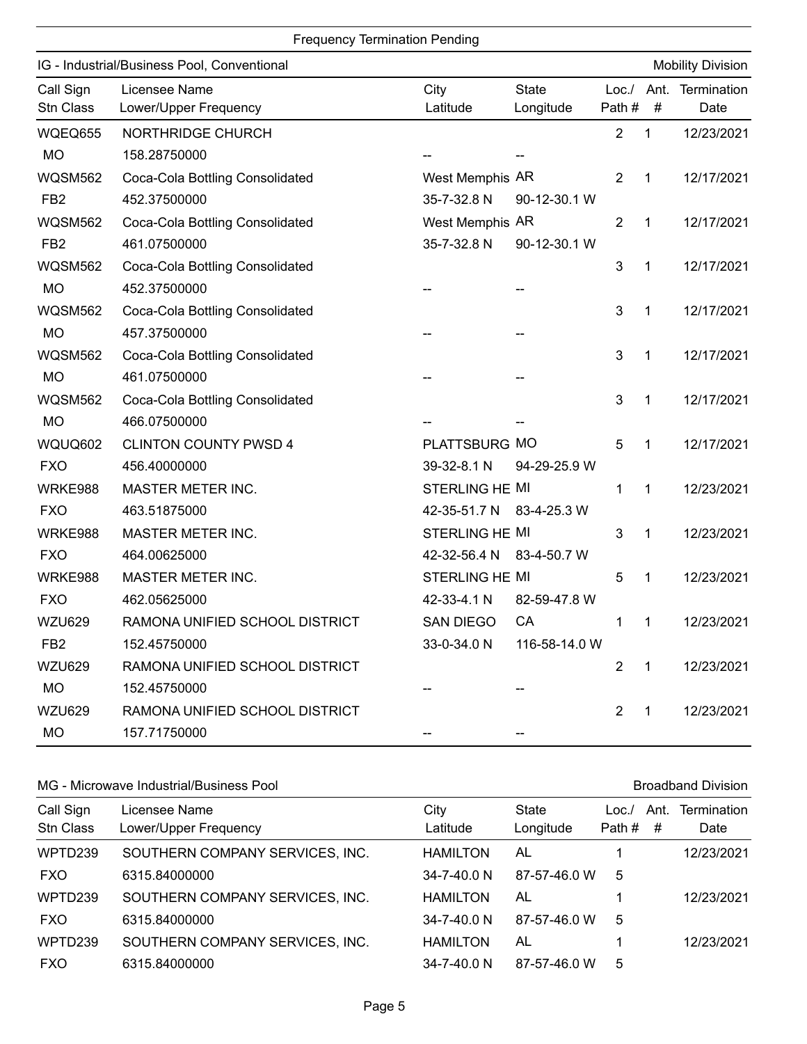## Frequency Termination Pending

### IG - Industrial/Business Pool, Conventional — Mobility Division

| Call Sign / Stn Class | Licensee Name / Lower/Upper Frequency | City / Latitude | State / Longitude | Loc./ Path # | Ant. # | Termination Date |
|---|---|---|---|---|---|---|
| WQEQ655 | NORTHRIDGE CHURCH | | | 2 | 1 | 12/23/2021 |
| MO | 158.28750000 | -- | -- | | | |
| WQSM562 | Coca-Cola Bottling Consolidated | West Memphis | AR | 2 | 1 | 12/17/2021 |
| FB2 | 452.37500000 | 35-7-32.8 N | 90-12-30.1 W | | | |
| WQSM562 | Coca-Cola Bottling Consolidated | West Memphis | AR | 2 | 1 | 12/17/2021 |
| FB2 | 461.07500000 | 35-7-32.8 N | 90-12-30.1 W | | | |
| WQSM562 | Coca-Cola Bottling Consolidated | | | 3 | 1 | 12/17/2021 |
| MO | 452.37500000 | -- | -- | | | |
| WQSM562 | Coca-Cola Bottling Consolidated | | | 3 | 1 | 12/17/2021 |
| MO | 457.37500000 | -- | -- | | | |
| WQSM562 | Coca-Cola Bottling Consolidated | | | 3 | 1 | 12/17/2021 |
| MO | 461.07500000 | -- | -- | | | |
| WQSM562 | Coca-Cola Bottling Consolidated | | | 3 | 1 | 12/17/2021 |
| MO | 466.07500000 | -- | -- | | | |
| WQUQ602 | CLINTON COUNTY PWSD 4 | PLATTSBURG | MO | 5 | 1 | 12/17/2021 |
| FXO | 456.40000000 | 39-32-8.1 N | 94-29-25.9 W | | | |
| WRKE988 | MASTER METER INC. | STERLING HE | MI | 1 | 1 | 12/23/2021 |
| FXO | 463.51875000 | 42-35-51.7 N | 83-4-25.3 W | | | |
| WRKE988 | MASTER METER INC. | STERLING HE | MI | 3 | 1 | 12/23/2021 |
| FXO | 464.00625000 | 42-32-56.4 N | 83-4-50.7 W | | | |
| WRKE988 | MASTER METER INC. | STERLING HE | MI | 5 | 1 | 12/23/2021 |
| FXO | 462.05625000 | 42-33-4.1 N | 82-59-47.8 W | | | |
| WZU629 | RAMONA UNIFIED SCHOOL DISTRICT | SAN DIEGO | CA | 1 | 1 | 12/23/2021 |
| FB2 | 152.45750000 | 33-0-34.0 N | 116-58-14.0 W | | | |
| WZU629 | RAMONA UNIFIED SCHOOL DISTRICT | | | 2 | 1 | 12/23/2021 |
| MO | 152.45750000 | -- | -- | | | |
| WZU629 | RAMONA UNIFIED SCHOOL DISTRICT | | | 2 | 1 | 12/23/2021 |
| MO | 157.71750000 | -- | -- | | | |

### MG - Microwave Industrial/Business Pool — Broadband Division

| Call Sign / Stn Class | Licensee Name / Lower/Upper Frequency | City / Latitude | State / Longitude | Loc./ Path # | Ant. # | Termination Date |
|---|---|---|---|---|---|---|
| WPTD239 | SOUTHERN COMPANY SERVICES, INC. | HAMILTON | AL | 1 | | 12/23/2021 |
| FXO | 6315.84000000 | 34-7-40.0 N | 87-57-46.0 W | 5 | | |
| WPTD239 | SOUTHERN COMPANY SERVICES, INC. | HAMILTON | AL | 1 | | 12/23/2021 |
| FXO | 6315.84000000 | 34-7-40.0 N | 87-57-46.0 W | 5 | | |
| WPTD239 | SOUTHERN COMPANY SERVICES, INC. | HAMILTON | AL | 1 | | 12/23/2021 |
| FXO | 6315.84000000 | 34-7-40.0 N | 87-57-46.0 W | 5 | | |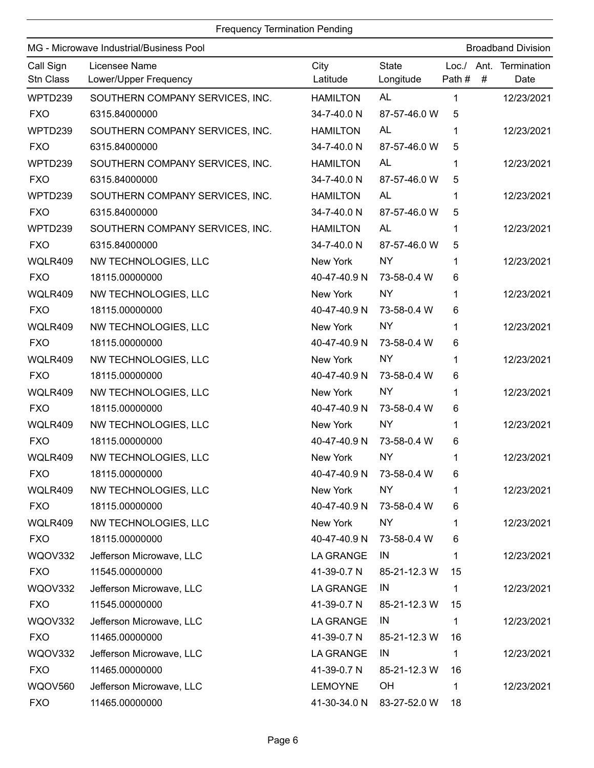## Frequency Termination Pending

MG - Microwave Industrial/Business Pool | Broadband Division

| Call Sign<br>Stn Class | Licensee Name<br>Lower/Upper Frequency | City<br>Latitude | State<br>Longitude | Loc./<br>Path # | Ant.<br># | Termination<br>Date |
|---|---|---|---|---|---|---|
| WPTD239 | SOUTHERN COMPANY SERVICES, INC. | HAMILTON | AL | 1 | | 12/23/2021 |
| FXO | 6315.84000000 | 34-7-40.0 N | 87-57-46.0 W | 5 | | |
| WPTD239 | SOUTHERN COMPANY SERVICES, INC. | HAMILTON | AL | 1 | | 12/23/2021 |
| FXO | 6315.84000000 | 34-7-40.0 N | 87-57-46.0 W | 5 | | |
| WPTD239 | SOUTHERN COMPANY SERVICES, INC. | HAMILTON | AL | 1 | | 12/23/2021 |
| FXO | 6315.84000000 | 34-7-40.0 N | 87-57-46.0 W | 5 | | |
| WPTD239 | SOUTHERN COMPANY SERVICES, INC. | HAMILTON | AL | 1 | | 12/23/2021 |
| FXO | 6315.84000000 | 34-7-40.0 N | 87-57-46.0 W | 5 | | |
| WPTD239 | SOUTHERN COMPANY SERVICES, INC. | HAMILTON | AL | 1 | | 12/23/2021 |
| FXO | 6315.84000000 | 34-7-40.0 N | 87-57-46.0 W | 5 | | |
| WQLR409 | NW TECHNOLOGIES, LLC | New York | NY | 1 | | 12/23/2021 |
| FXO | 18115.00000000 | 40-47-40.9 N | 73-58-0.4 W | 6 | | |
| WQLR409 | NW TECHNOLOGIES, LLC | New York | NY | 1 | | 12/23/2021 |
| FXO | 18115.00000000 | 40-47-40.9 N | 73-58-0.4 W | 6 | | |
| WQLR409 | NW TECHNOLOGIES, LLC | New York | NY | 1 | | 12/23/2021 |
| FXO | 18115.00000000 | 40-47-40.9 N | 73-58-0.4 W | 6 | | |
| WQLR409 | NW TECHNOLOGIES, LLC | New York | NY | 1 | | 12/23/2021 |
| FXO | 18115.00000000 | 40-47-40.9 N | 73-58-0.4 W | 6 | | |
| WQLR409 | NW TECHNOLOGIES, LLC | New York | NY | 1 | | 12/23/2021 |
| FXO | 18115.00000000 | 40-47-40.9 N | 73-58-0.4 W | 6 | | |
| WQLR409 | NW TECHNOLOGIES, LLC | New York | NY | 1 | | 12/23/2021 |
| FXO | 18115.00000000 | 40-47-40.9 N | 73-58-0.4 W | 6 | | |
| WQLR409 | NW TECHNOLOGIES, LLC | New York | NY | 1 | | 12/23/2021 |
| FXO | 18115.00000000 | 40-47-40.9 N | 73-58-0.4 W | 6 | | |
| WQLR409 | NW TECHNOLOGIES, LLC | New York | NY | 1 | | 12/23/2021 |
| FXO | 18115.00000000 | 40-47-40.9 N | 73-58-0.4 W | 6 | | |
| WQLR409 | NW TECHNOLOGIES, LLC | New York | NY | 1 | | 12/23/2021 |
| FXO | 18115.00000000 | 40-47-40.9 N | 73-58-0.4 W | 6 | | |
| WQOV332 | Jefferson Microwave, LLC | LA GRANGE | IN | 1 | | 12/23/2021 |
| FXO | 11545.00000000 | 41-39-0.7 N | 85-21-12.3 W | 15 | | |
| WQOV332 | Jefferson Microwave, LLC | LA GRANGE | IN | 1 | | 12/23/2021 |
| FXO | 11545.00000000 | 41-39-0.7 N | 85-21-12.3 W | 15 | | |
| WQOV332 | Jefferson Microwave, LLC | LA GRANGE | IN | 1 | | 12/23/2021 |
| FXO | 11465.00000000 | 41-39-0.7 N | 85-21-12.3 W | 16 | | |
| WQOV332 | Jefferson Microwave, LLC | LA GRANGE | IN | 1 | | 12/23/2021 |
| FXO | 11465.00000000 | 41-39-0.7 N | 85-21-12.3 W | 16 | | |
| WQOV560 | Jefferson Microwave, LLC | LEMOYNE | OH | 1 | | 12/23/2021 |
| FXO | 11465.00000000 | 41-30-34.0 N | 83-27-52.0 W | 18 | | |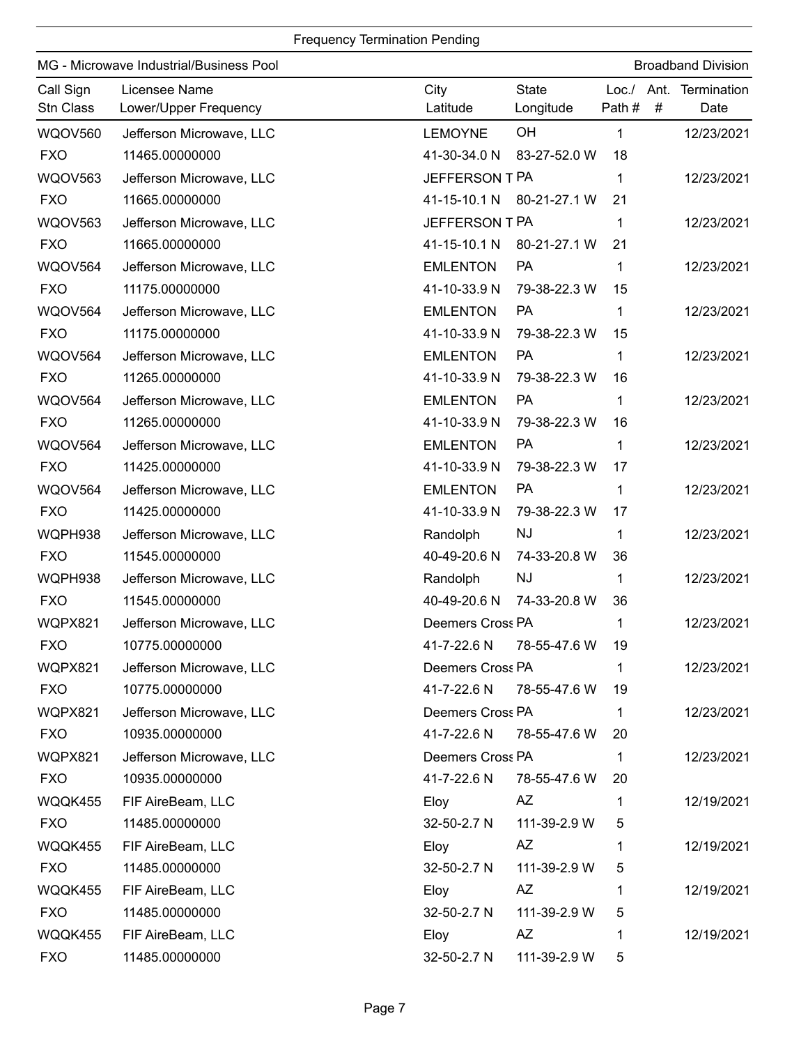Frequency Termination Pending

MG - Microwave Industrial/Business Pool | Broadband Division

| Call Sign<br>Stn Class | Licensee Name<br>Lower/Upper Frequency | City<br>Latitude | State<br>Longitude | Loc./<br>Path # | Ant.<br># | Termination<br>Date |
|---|---|---|---|---|---|---|
| WQOV560<br>FXO | Jefferson Microwave, LLC<br>11465.00000000 | LEMOYNE<br>41-30-34.0 N | OH<br>83-27-52.0 W | 1<br>18 | | 12/23/2021 |
| WQOV563<br>FXO | Jefferson Microwave, LLC<br>11665.00000000 | JEFFERSON T<br>41-15-10.1 N | PA<br>80-21-27.1 W | 1<br>21 | | 12/23/2021 |
| WQOV563<br>FXO | Jefferson Microwave, LLC<br>11665.00000000 | JEFFERSON T<br>41-15-10.1 N | PA<br>80-21-27.1 W | 1<br>21 | | 12/23/2021 |
| WQOV564<br>FXO | Jefferson Microwave, LLC<br>11175.00000000 | EMLENTON<br>41-10-33.9 N | PA<br>79-38-22.3 W | 1<br>15 | | 12/23/2021 |
| WQOV564<br>FXO | Jefferson Microwave, LLC<br>11175.00000000 | EMLENTON<br>41-10-33.9 N | PA<br>79-38-22.3 W | 1<br>15 | | 12/23/2021 |
| WQOV564<br>FXO | Jefferson Microwave, LLC<br>11265.00000000 | EMLENTON<br>41-10-33.9 N | PA<br>79-38-22.3 W | 1<br>16 | | 12/23/2021 |
| WQOV564<br>FXO | Jefferson Microwave, LLC<br>11265.00000000 | EMLENTON<br>41-10-33.9 N | PA<br>79-38-22.3 W | 1<br>16 | | 12/23/2021 |
| WQOV564<br>FXO | Jefferson Microwave, LLC<br>11425.00000000 | EMLENTON<br>41-10-33.9 N | PA<br>79-38-22.3 W | 1<br>17 | | 12/23/2021 |
| WQOV564<br>FXO | Jefferson Microwave, LLC<br>11425.00000000 | EMLENTON<br>41-10-33.9 N | PA<br>79-38-22.3 W | 1<br>17 | | 12/23/2021 |
| WQPH938<br>FXO | Jefferson Microwave, LLC<br>11545.00000000 | Randolph<br>40-49-20.6 N | NJ<br>74-33-20.8 W | 1<br>36 | | 12/23/2021 |
| WQPH938<br>FXO | Jefferson Microwave, LLC<br>11545.00000000 | Randolph<br>40-49-20.6 N | NJ<br>74-33-20.8 W | 1<br>36 | | 12/23/2021 |
| WQPX821<br>FXO | Jefferson Microwave, LLC<br>10775.00000000 | Deemers Cross<br>41-7-22.6 N | PA<br>78-55-47.6 W | 1<br>19 | | 12/23/2021 |
| WQPX821<br>FXO | Jefferson Microwave, LLC<br>10775.00000000 | Deemers Cross<br>41-7-22.6 N | PA<br>78-55-47.6 W | 1<br>19 | | 12/23/2021 |
| WQPX821<br>FXO | Jefferson Microwave, LLC<br>10935.00000000 | Deemers Cross<br>41-7-22.6 N | PA<br>78-55-47.6 W | 1<br>20 | | 12/23/2021 |
| WQPX821<br>FXO | Jefferson Microwave, LLC<br>10935.00000000 | Deemers Cross<br>41-7-22.6 N | PA<br>78-55-47.6 W | 1<br>20 | | 12/23/2021 |
| WQQK455<br>FXO | FIF AireBeam, LLC<br>11485.00000000 | Eloy<br>32-50-2.7 N | AZ<br>111-39-2.9 W | 1<br>5 | | 12/19/2021 |
| WQQK455<br>FXO | FIF AireBeam, LLC<br>11485.00000000 | Eloy<br>32-50-2.7 N | AZ<br>111-39-2.9 W | 1<br>5 | | 12/19/2021 |
| WQQK455<br>FXO | FIF AireBeam, LLC<br>11485.00000000 | Eloy<br>32-50-2.7 N | AZ<br>111-39-2.9 W | 1<br>5 | | 12/19/2021 |
| WQQK455<br>FXO | FIF AireBeam, LLC<br>11485.00000000 | Eloy<br>32-50-2.7 N | AZ<br>111-39-2.9 W | 1<br>5 | | 12/19/2021 |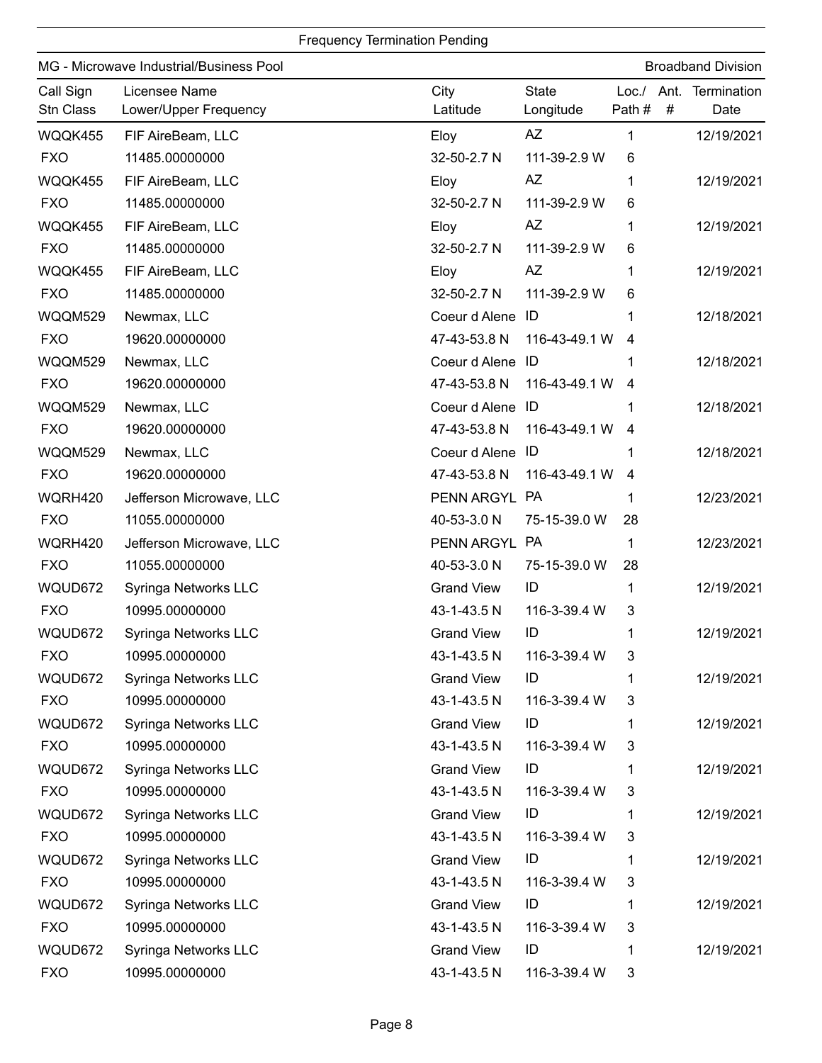Frequency Termination Pending

MG - Microwave Industrial/Business Pool — Broadband Division

| Call Sign<br>Stn Class | Licensee Name<br>Lower/Upper Frequency | City<br>Latitude | State<br>Longitude | Loc./<br>Path # | Ant.<br># | Termination<br>Date |
|---|---|---|---|---|---|---|
| WQQK455<br>FXO | FIF AireBeam, LLC<br>11485.00000000 | Eloy<br>32-50-2.7 N | AZ<br>111-39-2.9 W | 1<br>6 | | 12/19/2021 |
| WQQK455<br>FXO | FIF AireBeam, LLC<br>11485.00000000 | Eloy<br>32-50-2.7 N | AZ<br>111-39-2.9 W | 1<br>6 | | 12/19/2021 |
| WQQK455<br>FXO | FIF AireBeam, LLC<br>11485.00000000 | Eloy<br>32-50-2.7 N | AZ<br>111-39-2.9 W | 1<br>6 | | 12/19/2021 |
| WQQK455<br>FXO | FIF AireBeam, LLC<br>11485.00000000 | Eloy<br>32-50-2.7 N | AZ<br>111-39-2.9 W | 1<br>6 | | 12/19/2021 |
| WQQM529<br>FXO | Newmax, LLC<br>19620.00000000 | Coeur d Alene<br>47-43-53.8 N | ID<br>116-43-49.1 W | 1<br>4 | | 12/18/2021 |
| WQQM529<br>FXO | Newmax, LLC<br>19620.00000000 | Coeur d Alene<br>47-43-53.8 N | ID<br>116-43-49.1 W | 1<br>4 | | 12/18/2021 |
| WQQM529<br>FXO | Newmax, LLC<br>19620.00000000 | Coeur d Alene<br>47-43-53.8 N | ID<br>116-43-49.1 W | 1<br>4 | | 12/18/2021 |
| WQQM529<br>FXO | Newmax, LLC<br>19620.00000000 | Coeur d Alene<br>47-43-53.8 N | ID<br>116-43-49.1 W | 1<br>4 | | 12/18/2021 |
| WQRH420<br>FXO | Jefferson Microwave, LLC<br>11055.00000000 | PENN ARGYL<br>40-53-3.0 N | PA<br>75-15-39.0 W | 1<br>28 | | 12/23/2021 |
| WQRH420<br>FXO | Jefferson Microwave, LLC<br>11055.00000000 | PENN ARGYL<br>40-53-3.0 N | PA<br>75-15-39.0 W | 1<br>28 | | 12/23/2021 |
| WQUD672<br>FXO | Syringa Networks LLC<br>10995.00000000 | Grand View<br>43-1-43.5 N | ID<br>116-3-39.4 W | 1<br>3 | | 12/19/2021 |
| WQUD672<br>FXO | Syringa Networks LLC<br>10995.00000000 | Grand View<br>43-1-43.5 N | ID<br>116-3-39.4 W | 1<br>3 | | 12/19/2021 |
| WQUD672<br>FXO | Syringa Networks LLC<br>10995.00000000 | Grand View<br>43-1-43.5 N | ID<br>116-3-39.4 W | 1<br>3 | | 12/19/2021 |
| WQUD672<br>FXO | Syringa Networks LLC<br>10995.00000000 | Grand View<br>43-1-43.5 N | ID<br>116-3-39.4 W | 1<br>3 | | 12/19/2021 |
| WQUD672<br>FXO | Syringa Networks LLC<br>10995.00000000 | Grand View<br>43-1-43.5 N | ID<br>116-3-39.4 W | 1<br>3 | | 12/19/2021 |
| WQUD672<br>FXO | Syringa Networks LLC<br>10995.00000000 | Grand View<br>43-1-43.5 N | ID<br>116-3-39.4 W | 1<br>3 | | 12/19/2021 |
| WQUD672<br>FXO | Syringa Networks LLC<br>10995.00000000 | Grand View<br>43-1-43.5 N | ID<br>116-3-39.4 W | 1<br>3 | | 12/19/2021 |
| WQUD672<br>FXO | Syringa Networks LLC<br>10995.00000000 | Grand View<br>43-1-43.5 N | ID<br>116-3-39.4 W | 1<br>3 | | 12/19/2021 |
| WQUD672<br>FXO | Syringa Networks LLC<br>10995.00000000 | Grand View<br>43-1-43.5 N | ID<br>116-3-39.4 W | 1<br>3 | | 12/19/2021 |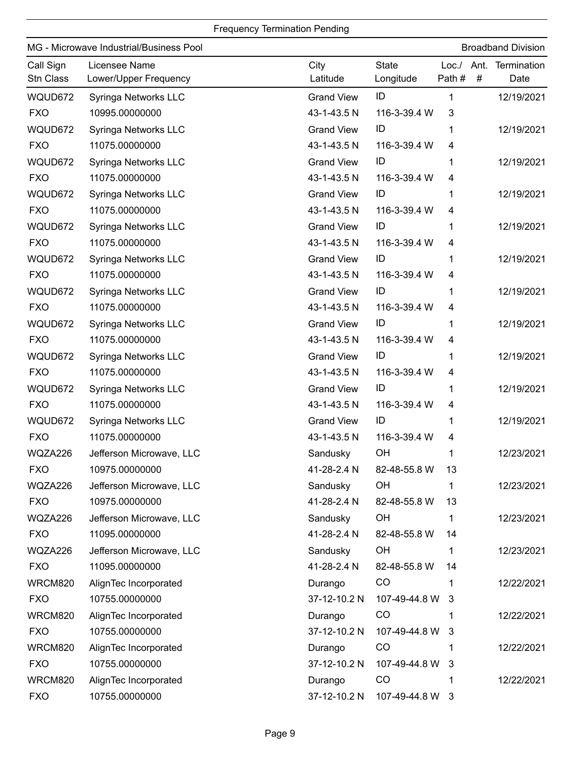Frequency Termination Pending

MG - Microwave Industrial/Business Pool — Broadband Division

| Call Sign / Stn Class | Licensee Name / Lower/Upper Frequency | City / Latitude | State / Longitude | Loc./ Path # | Ant. # | Termination Date |
|---|---|---|---|---|---|---|
| WQUD672 | Syringa Networks LLC | Grand View | ID | 1 | | 12/19/2021 |
| FXO | 10995.00000000 | 43-1-43.5 N | 116-3-39.4 W | 3 | | |
| WQUD672 | Syringa Networks LLC | Grand View | ID | 1 | | 12/19/2021 |
| FXO | 11075.00000000 | 43-1-43.5 N | 116-3-39.4 W | 4 | | |
| WQUD672 | Syringa Networks LLC | Grand View | ID | 1 | | 12/19/2021 |
| FXO | 11075.00000000 | 43-1-43.5 N | 116-3-39.4 W | 4 | | |
| WQUD672 | Syringa Networks LLC | Grand View | ID | 1 | | 12/19/2021 |
| FXO | 11075.00000000 | 43-1-43.5 N | 116-3-39.4 W | 4 | | |
| WQUD672 | Syringa Networks LLC | Grand View | ID | 1 | | 12/19/2021 |
| FXO | 11075.00000000 | 43-1-43.5 N | 116-3-39.4 W | 4 | | |
| WQUD672 | Syringa Networks LLC | Grand View | ID | 1 | | 12/19/2021 |
| FXO | 11075.00000000 | 43-1-43.5 N | 116-3-39.4 W | 4 | | |
| WQUD672 | Syringa Networks LLC | Grand View | ID | 1 | | 12/19/2021 |
| FXO | 11075.00000000 | 43-1-43.5 N | 116-3-39.4 W | 4 | | |
| WQUD672 | Syringa Networks LLC | Grand View | ID | 1 | | 12/19/2021 |
| FXO | 11075.00000000 | 43-1-43.5 N | 116-3-39.4 W | 4 | | |
| WQUD672 | Syringa Networks LLC | Grand View | ID | 1 | | 12/19/2021 |
| FXO | 11075.00000000 | 43-1-43.5 N | 116-3-39.4 W | 4 | | |
| WQUD672 | Syringa Networks LLC | Grand View | ID | 1 | | 12/19/2021 |
| FXO | 11075.00000000 | 43-1-43.5 N | 116-3-39.4 W | 4 | | |
| WQUD672 | Syringa Networks LLC | Grand View | ID | 1 | | 12/19/2021 |
| FXO | 11075.00000000 | 43-1-43.5 N | 116-3-39.4 W | 4 | | |
| WQZA226 | Jefferson Microwave, LLC | Sandusky | OH | 1 | | 12/23/2021 |
| FXO | 10975.00000000 | 41-28-2.4 N | 82-48-55.8 W | 13 | | |
| WQZA226 | Jefferson Microwave, LLC | Sandusky | OH | 1 | | 12/23/2021 |
| FXO | 10975.00000000 | 41-28-2.4 N | 82-48-55.8 W | 13 | | |
| WQZA226 | Jefferson Microwave, LLC | Sandusky | OH | 1 | | 12/23/2021 |
| FXO | 11095.00000000 | 41-28-2.4 N | 82-48-55.8 W | 14 | | |
| WQZA226 | Jefferson Microwave, LLC | Sandusky | OH | 1 | | 12/23/2021 |
| FXO | 11095.00000000 | 41-28-2.4 N | 82-48-55.8 W | 14 | | |
| WRCM820 | AlignTec Incorporated | Durango | CO | 1 | | 12/22/2021 |
| FXO | 10755.00000000 | 37-12-10.2 N | 107-49-44.8 W | 3 | | |
| WRCM820 | AlignTec Incorporated | Durango | CO | 1 | | 12/22/2021 |
| FXO | 10755.00000000 | 37-12-10.2 N | 107-49-44.8 W | 3 | | |
| WRCM820 | AlignTec Incorporated | Durango | CO | 1 | | 12/22/2021 |
| FXO | 10755.00000000 | 37-12-10.2 N | 107-49-44.8 W | 3 | | |
| WRCM820 | AlignTec Incorporated | Durango | CO | 1 | | 12/22/2021 |
| FXO | 10755.00000000 | 37-12-10.2 N | 107-49-44.8 W | 3 | | |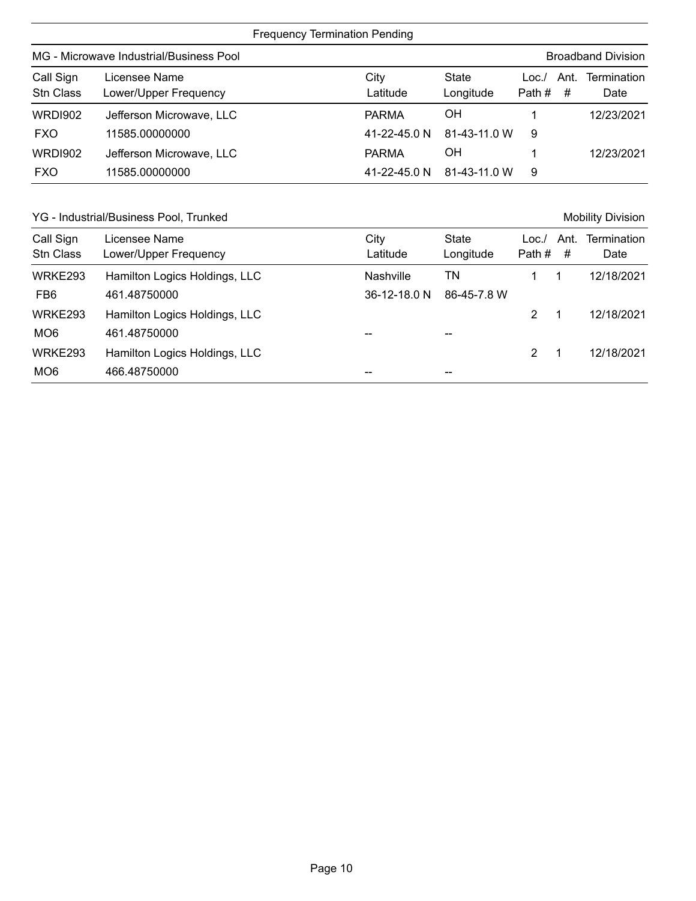## Frequency Termination Pending

### MG - Microwave Industrial/Business Pool — Broadband Division

| Call Sign<br>Stn Class | Licensee Name<br>Lower/Upper Frequency | City<br>Latitude | State<br>Longitude | Loc./<br>Path # | Ant.<br># | Termination<br>Date |
|---|---|---|---|---|---|---|
| WRDI902<br>FXO | Jefferson Microwave, LLC<br>11585.00000000 | PARMA<br>41-22-45.0 N | OH<br>81-43-11.0 W | 1<br>9 | | 12/23/2021 |
| WRDI902<br>FXO | Jefferson Microwave, LLC<br>11585.00000000 | PARMA<br>41-22-45.0 N | OH<br>81-43-11.0 W | 1<br>9 | | 12/23/2021 |

### YG - Industrial/Business Pool, Trunked — Mobility Division

| Call Sign<br>Stn Class | Licensee Name<br>Lower/Upper Frequency | City<br>Latitude | State<br>Longitude | Loc./<br>Path # | Ant.<br># | Termination<br>Date |
|---|---|---|---|---|---|---|
| WRKE293<br>FB6 | Hamilton Logics Holdings, LLC<br>461.48750000 | Nashville<br>36-12-18.0 N | TN<br>86-45-7.8 W | 1 | 1 | 12/18/2021 |
| WRKE293<br>MO6 | Hamilton Logics Holdings, LLC<br>461.48750000 | <br>-- | <br>-- | 2 | 1 | 12/18/2021 |
| WRKE293<br>MO6 | Hamilton Logics Holdings, LLC<br>466.48750000 | <br>-- | <br>-- | 2 | 1 | 12/18/2021 |